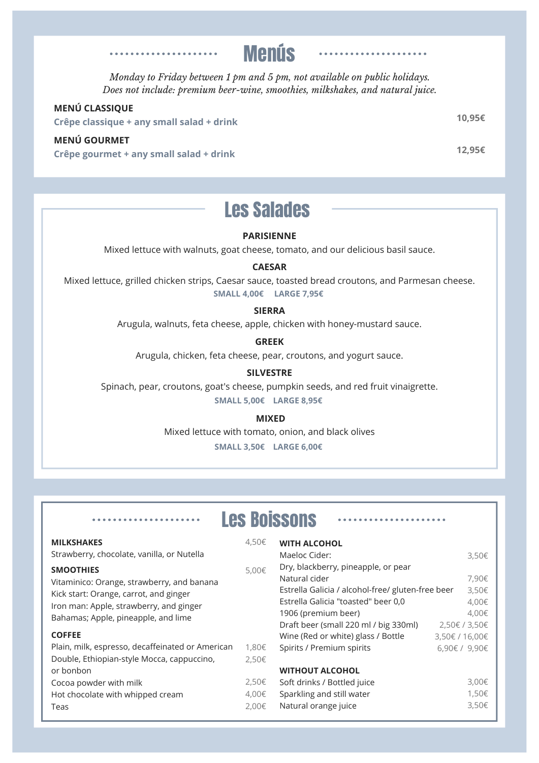# Menús

*Monday to Friday between 1 pm and 5 pm, not available on public holidays.*
*Does not include: premium beer-wine, smoothies, milkshakes, and natural juice.*

**MENÚ CLASSIQUE**
Crêpe classique + any small salad + drink — **10,95€**

**MENÚ GOURMET**
Crêpe gourmet + any small salad + drink — **12,95€**

# Les Salades

**PARISIENNE**
Mixed lettuce with walnuts, goat cheese, tomato, and our delicious basil sauce.

**CAESAR**
Mixed lettuce, grilled chicken strips, Caesar sauce, toasted bread croutons, and Parmesan cheese.

**SMALL 4,00€ LARGE 7,95€**

**SIERRA**
Arugula, walnuts, feta cheese, apple, chicken with honey-mustard sauce.

**GREEK**
Arugula, chicken, feta cheese, pear, croutons, and yogurt sauce.

**SILVESTRE**
Spinach, pear, croutons, goat's cheese, pumpkin seeds, and red fruit vinaigrette.

**SMALL 5,00€ LARGE 8,95€**

**MIXED**
Mixed lettuce with tomato, onion, and black olives

**SMALL 3,50€ LARGE 6,00€**

# Les Boissons

**MILKSHAKES** — 4,50€
Strawberry, chocolate, vanilla, or Nutella

**SMOOTHIES** — 5,00€
Vitaminico: Orange, strawberry, and banana
Kick start: Orange, carrot, and ginger
Iron man: Apple, strawberry, and ginger
Bahamas; Apple, pineapple, and lime

**COFFEE**

| | |
|---|---|
| Plain, milk, espresso, decaffeinated or American | 1,80€ |
| Double, Ethiopian-style Mocca, cappuccino, or bonbon | 2,50€ |
| Cocoa powder with milk | 2,50€ |
| Hot chocolate with whipped cream | 4,00€ |
| Teas | 2,00€ |

**WITH ALCOHOL**

| | |
|---|---|
| Maeloc Cider: Dry, blackberry, pineapple, or pear | 3,50€ |
| Natural cider | 7,90€ |
| Estrella Galicia / alcohol-free/ gluten-free beer | 3,50€ |
| Estrella Galicia "toasted" beer 0,0 | 4,00€ |
| 1906 (premium beer) | 4,00€ |
| Draft beer (small 220 ml / big 330ml) | 2,50€ / 3,50€ |
| Wine (Red or white) glass / Bottle | 3,50€ / 16,00€ |
| Spirits / Premium spirits | 6,90€ / 9,90€ |

**WITHOUT ALCOHOL**

| | |
|---|---|
| Soft drinks / Bottled juice | 3,00€ |
| Sparkling and still water | 1,50€ |
| Natural orange juice | 3,50€ |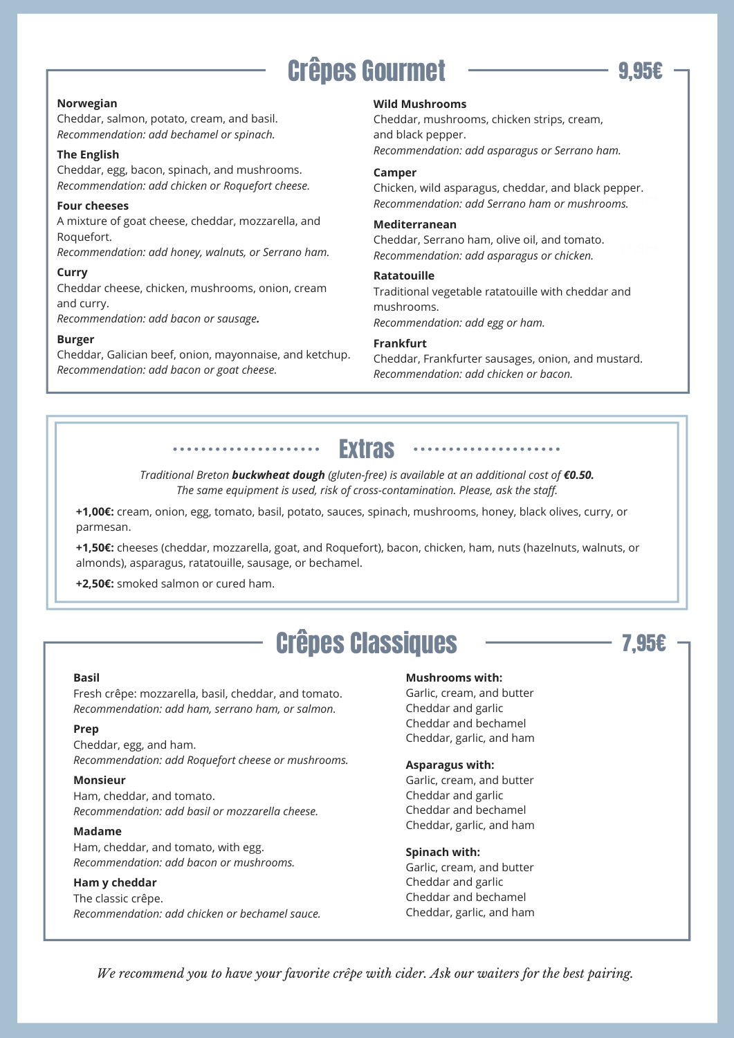## Crêpes Gourmet — 9,95€

**Norwegian**
Cheddar, salmon, potato, cream, and basil.
*Recommendation: add bechamel or spinach.*

**The English**
Cheddar, egg, bacon, spinach, and mushrooms.
*Recommendation: add chicken or Roquefort cheese.*

**Four cheeses**
A mixture of goat cheese, cheddar, mozzarella, and Roquefort.
*Recommendation: add honey, walnuts, or Serrano ham.*

**Curry**
Cheddar cheese, chicken, mushrooms, onion, cream and curry.
*Recommendation: add bacon or sausage.*

**Burger**
Cheddar, Galician beef, onion, mayonnaise, and ketchup.
*Recommendation: add bacon or goat cheese.*

**Wild Mushrooms**
Cheddar, mushrooms, chicken strips, cream, and black pepper.
*Recommendation: add asparagus or Serrano ham.*

**Camper**
Chicken, wild asparagus, cheddar, and black pepper.
*Recommendation: add Serrano ham or mushrooms.*

**Mediterranean**
Cheddar, Serrano ham, olive oil, and tomato.
*Recommendation: add asparagus or chicken.*

**Ratatouille**
Traditional vegetable ratatouille with cheddar and mushrooms.
*Recommendation: add egg or ham.*

**Frankfurt**
Cheddar, Frankfurter sausages, onion, and mustard.
*Recommendation: add chicken or bacon.*

## Extras

*Traditional Breton **buckwheat dough** (gluten-free) is available at an additional cost of **€0.50.***
*The same equipment is used, risk of cross-contamination. Please, ask the staff.*

**+1,00€:** cream, onion, egg, tomato, basil, potato, sauces, spinach, mushrooms, honey, black olives, curry, or parmesan.

**+1,50€:** cheeses (cheddar, mozzarella, goat, and Roquefort), bacon, chicken, ham, nuts (hazelnuts, walnuts, or almonds), asparagus, ratatouille, sausage, or bechamel.

**+2,50€:** smoked salmon or cured ham.

## Crêpes Classiques — 7,95€

**Basil**
Fresh crêpe: mozzarella, basil, cheddar, and tomato.
*Recommendation: add ham, serrano ham, or salmon.*

**Prep**
Cheddar, egg, and ham.
*Recommendation: add Roquefort cheese or mushrooms.*

**Monsieur**
Ham, cheddar, and tomato.
*Recommendation: add basil or mozzarella cheese.*

**Madame**
Ham, cheddar, and tomato, with egg.
*Recommendation: add bacon or mushrooms.*

**Ham y cheddar**
The classic crêpe.
*Recommendation: add chicken or bechamel sauce.*

**Mushrooms with:**
Garlic, cream, and butter
Cheddar and garlic
Cheddar and bechamel
Cheddar, garlic, and ham

**Asparagus with:**
Garlic, cream, and butter
Cheddar and garlic
Cheddar and bechamel
Cheddar, garlic, and ham

**Spinach with:**
Garlic, cream, and butter
Cheddar and garlic
Cheddar and bechamel
Cheddar, garlic, and ham

*We recommend you to have your favorite crêpe with cider. Ask our waiters for the best pairing.*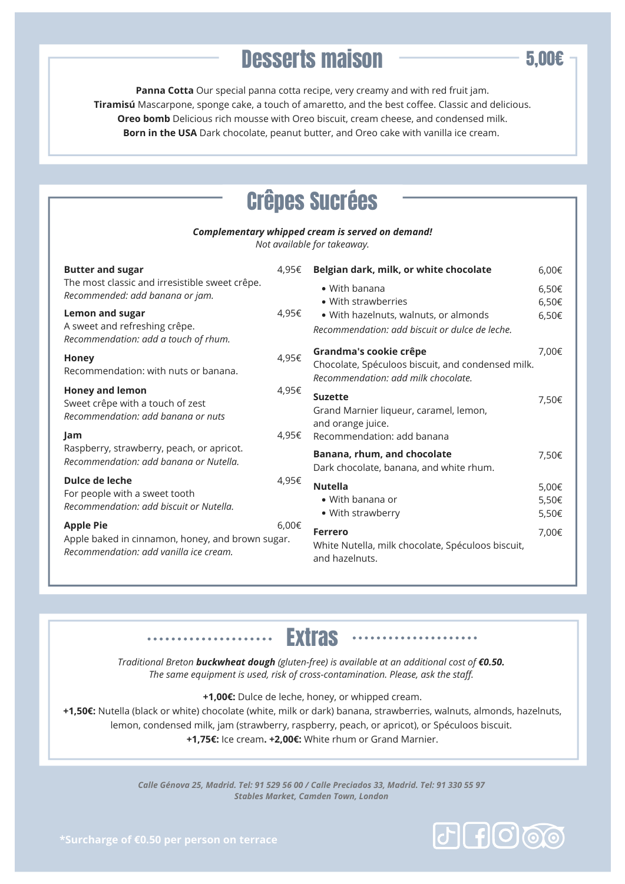## Desserts maison

**5,00€**

**Panna Cotta** Our special panna cotta recipe, very creamy and with red fruit jam.
**Tiramisú** Mascarpone, sponge cake, a touch of amaretto, and the best coffee. Classic and delicious.
**Oreo bomb** Delicious rich mousse with Oreo biscuit, cream cheese, and condensed milk.
**Born in the USA** Dark chocolate, peanut butter, and Oreo cake with vanilla ice cream.

## Crêpes Sucrées

***Complementary whipped cream is served on demand!***
*Not available for takeaway.*

**Butter and sugar** 4,95€
The most classic and irresistible sweet crêpe.
*Recommended: add banana or jam.*

**Lemon and sugar** 4,95€
A sweet and refreshing crêpe.
*Recommendation: add a touch of rhum.*

**Honey** 4,95€
Recommendation: with nuts or banana.

**Honey and lemon** 4,95€
Sweet crêpe with a touch of zest
*Recommendation: add banana or nuts*

**Jam** 4,95€
Raspberry, strawberry, peach, or apricot.
*Recommendation: add banana or Nutella.*

**Dulce de leche** 4,95€
For people with a sweet tooth
*Recommendation: add biscuit or Nutella.*

**Apple Pie** 6,00€
Apple baked in cinnamon, honey, and brown sugar.
*Recommendation: add vanilla ice cream.*

**Belgian dark, milk, or white chocolate** 6,00€
- With banana 6,50€
- With strawberries 6,50€
- With hazelnuts, walnuts, or almonds 6,50€

*Recommendation: add biscuit or dulce de leche.*

**Grandma's cookie crêpe** 7,00€
Chocolate, Spéculoos biscuit, and condensed milk.
*Recommendation: add milk chocolate.*

**Suzette** 7,50€
Grand Marnier liqueur, caramel, lemon, and orange juice.
Recommendation: add banana

**Banana, rhum, and chocolate** 7,50€
Dark chocolate, banana, and white rhum.

**Nutella** 5,00€
- With banana or 5,50€
- With strawberry 5,50€

**Ferrero** 7,00€
White Nutella, milk chocolate, Spéculoos biscuit, and hazelnuts.

## Extras

*Traditional Breton **buckwheat dough** (gluten-free) is available at an additional cost of **€0.50.***
*The same equipment is used, risk of cross-contamination. Please, ask the staff.*

**+1,00€:** Dulce de leche, honey, or whipped cream.
**+1,50€:** Nutella (black or white) chocolate (white, milk or dark) banana, strawberries, walnuts, almonds, hazelnuts, lemon, condensed milk, jam (strawberry, raspberry, peach, or apricot), or Spéculoos biscuit.
**+1,75€:** Ice cream**. +2,00€:** White rhum or Grand Marnier.

***Calle Génova 25, Madrid. Tel: 91 529 56 00 / Calle Preciados 33, Madrid. Tel: 91 330 55 97***
***Stables Market, Camden Town, London***

**\*Surcharge of €0.50 per person on terrace**